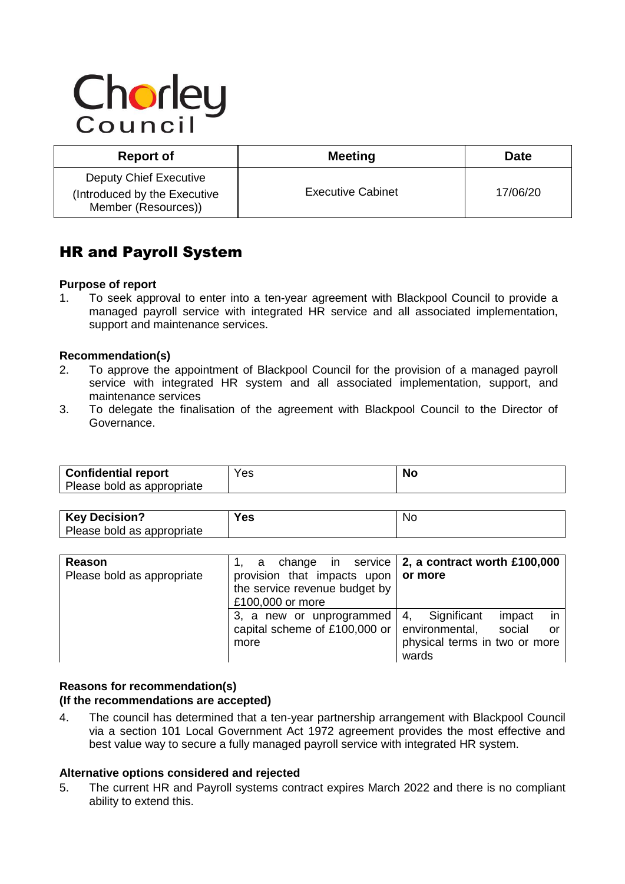Chorley Council

| Report of | Meeting | Date |
| --- | --- | --- |
| Deputy Chief Executive (Introduced by the Executive Member (Resources)) | Executive Cabinet | 17/06/20 |

# HR and Payroll System

**Purpose of report**

1. To seek approval to enter into a ten-year agreement with Blackpool Council to provide a managed payroll service with integrated HR service and all associated implementation, support and maintenance services.

**Recommendation(s)**

2. To approve the appointment of Blackpool Council for the provision of a managed payroll service with integrated HR system and all associated implementation, support, and maintenance services
3. To delegate the finalisation of the agreement with Blackpool Council to the Director of Governance.

| | | |
| --- | --- | --- |
| **Confidential report** Please bold as appropriate | Yes | **No** |

| | | |
| --- | --- | --- |
| **Key Decision?** Please bold as appropriate | **Yes** | No |

| | | |
| --- | --- | --- |
| **Reason** Please bold as appropriate | 1, a change in service provision that impacts upon the service revenue budget by £100,000 or more | **2, a contract worth £100,000 or more** |
| | 3, a new or unprogrammed capital scheme of £100,000 or more | 4, Significant impact in environmental, social or physical terms in two or more wards |

**Reasons for recommendation(s)**
**(If the recommendations are accepted)**

4. The council has determined that a ten-year partnership arrangement with Blackpool Council via a section 101 Local Government Act 1972 agreement provides the most effective and best value way to secure a fully managed payroll service with integrated HR system.

**Alternative options considered and rejected**

5. The current HR and Payroll systems contract expires March 2022 and there is no compliant ability to extend this.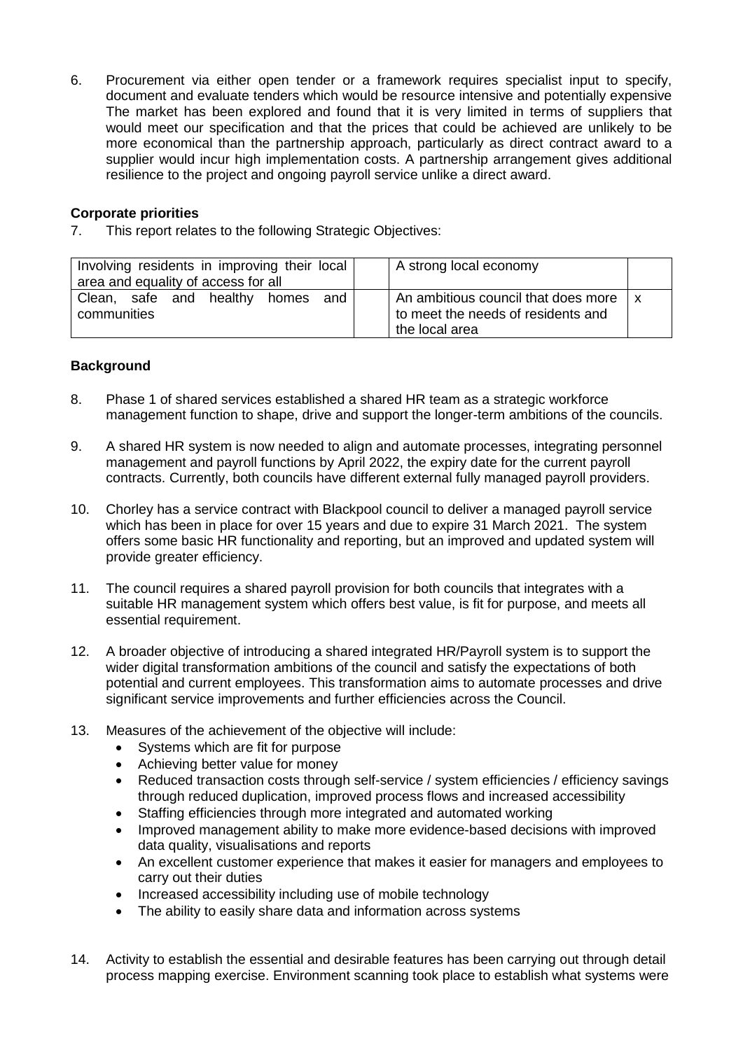6. Procurement via either open tender or a framework requires specialist input to specify, document and evaluate tenders which would be resource intensive and potentially expensive The market has been explored and found that it is very limited in terms of suppliers that would meet our specification and that the prices that could be achieved are unlikely to be more economical than the partnership approach, particularly as direct contract award to a supplier would incur high implementation costs. A partnership arrangement gives additional resilience to the project and ongoing payroll service unlike a direct award.

**Corporate priorities**

7. This report relates to the following Strategic Objectives:

| | | | |
|---|---|---|---|
| Involving residents in improving their local area and equality of access for all | | A strong local economy | |
| Clean, safe and healthy homes and communities | | An ambitious council that does more to meet the needs of residents and the local area | x |

**Background**

8. Phase 1 of shared services established a shared HR team as a strategic workforce management function to shape, drive and support the longer-term ambitions of the councils.

9. A shared HR system is now needed to align and automate processes, integrating personnel management and payroll functions by April 2022, the expiry date for the current payroll contracts. Currently, both councils have different external fully managed payroll providers.

10. Chorley has a service contract with Blackpool council to deliver a managed payroll service which has been in place for over 15 years and due to expire 31 March 2021. The system offers some basic HR functionality and reporting, but an improved and updated system will provide greater efficiency.

11. The council requires a shared payroll provision for both councils that integrates with a suitable HR management system which offers best value, is fit for purpose, and meets all essential requirement.

12. A broader objective of introducing a shared integrated HR/Payroll system is to support the wider digital transformation ambitions of the council and satisfy the expectations of both potential and current employees. This transformation aims to automate processes and drive significant service improvements and further efficiencies across the Council.

13. Measures of the achievement of the objective will include:
    - Systems which are fit for purpose
    - Achieving better value for money
    - Reduced transaction costs through self-service / system efficiencies / efficiency savings through reduced duplication, improved process flows and increased accessibility
    - Staffing efficiencies through more integrated and automated working
    - Improved management ability to make more evidence-based decisions with improved data quality, visualisations and reports
    - An excellent customer experience that makes it easier for managers and employees to carry out their duties
    - Increased accessibility including use of mobile technology
    - The ability to easily share data and information across systems

14. Activity to establish the essential and desirable features has been carrying out through detail process mapping exercise. Environment scanning took place to establish what systems were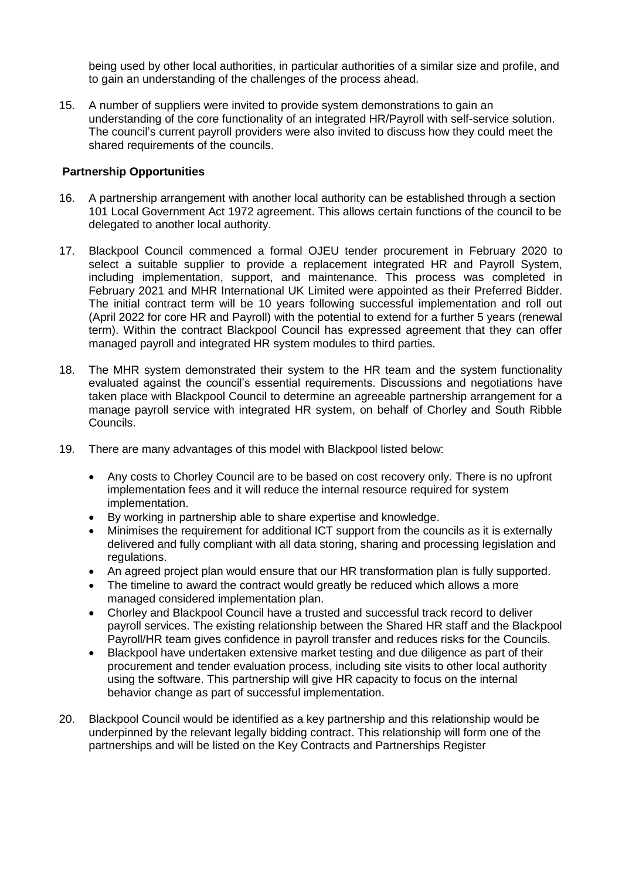being used by other local authorities, in particular authorities of a similar size and profile, and to gain an understanding of the challenges of the process ahead.

15. A number of suppliers were invited to provide system demonstrations to gain an understanding of the core functionality of an integrated HR/Payroll with self-service solution. The council's current payroll providers were also invited to discuss how they could meet the shared requirements of the councils.

**Partnership Opportunities**

16. A partnership arrangement with another local authority can be established through a section 101 Local Government Act 1972 agreement. This allows certain functions of the council to be delegated to another local authority.

17. Blackpool Council commenced a formal OJEU tender procurement in February 2020 to select a suitable supplier to provide a replacement integrated HR and Payroll System, including implementation, support, and maintenance. This process was completed in February 2021 and MHR International UK Limited were appointed as their Preferred Bidder. The initial contract term will be 10 years following successful implementation and roll out (April 2022 for core HR and Payroll) with the potential to extend for a further 5 years (renewal term). Within the contract Blackpool Council has expressed agreement that they can offer managed payroll and integrated HR system modules to third parties.

18. The MHR system demonstrated their system to the HR team and the system functionality evaluated against the council's essential requirements. Discussions and negotiations have taken place with Blackpool Council to determine an agreeable partnership arrangement for a manage payroll service with integrated HR system, on behalf of Chorley and South Ribble Councils.

19. There are many advantages of this model with Blackpool listed below:

    - Any costs to Chorley Council are to be based on cost recovery only. There is no upfront implementation fees and it will reduce the internal resource required for system implementation.
    - By working in partnership able to share expertise and knowledge.
    - Minimises the requirement for additional ICT support from the councils as it is externally delivered and fully compliant with all data storing, sharing and processing legislation and regulations.
    - An agreed project plan would ensure that our HR transformation plan is fully supported.
    - The timeline to award the contract would greatly be reduced which allows a more managed considered implementation plan.
    - Chorley and Blackpool Council have a trusted and successful track record to deliver payroll services. The existing relationship between the Shared HR staff and the Blackpool Payroll/HR team gives confidence in payroll transfer and reduces risks for the Councils.
    - Blackpool have undertaken extensive market testing and due diligence as part of their procurement and tender evaluation process, including site visits to other local authority using the software. This partnership will give HR capacity to focus on the internal behavior change as part of successful implementation.

20. Blackpool Council would be identified as a key partnership and this relationship would be underpinned by the relevant legally bidding contract. This relationship will form one of the partnerships and will be listed on the Key Contracts and Partnerships Register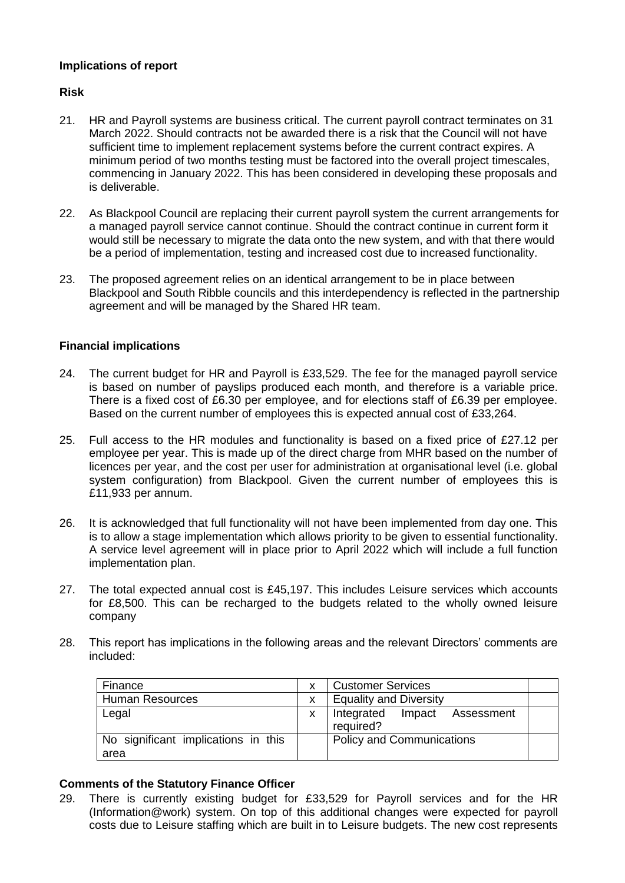**Implications of report**

**Risk**

21. HR and Payroll systems are business critical. The current payroll contract terminates on 31 March 2022. Should contracts not be awarded there is a risk that the Council will not have sufficient time to implement replacement systems before the current contract expires. A minimum period of two months testing must be factored into the overall project timescales, commencing in January 2022. This has been considered in developing these proposals and is deliverable.

22. As Blackpool Council are replacing their current payroll system the current arrangements for a managed payroll service cannot continue. Should the contract continue in current form it would still be necessary to migrate the data onto the new system, and with that there would be a period of implementation, testing and increased cost due to increased functionality.

23. The proposed agreement relies on an identical arrangement to be in place between Blackpool and South Ribble councils and this interdependency is reflected in the partnership agreement and will be managed by the Shared HR team.

**Financial implications**

24. The current budget for HR and Payroll is £33,529. The fee for the managed payroll service is based on number of payslips produced each month, and therefore is a variable price. There is a fixed cost of £6.30 per employee, and for elections staff of £6.39 per employee. Based on the current number of employees this is expected annual cost of £33,264.

25. Full access to the HR modules and functionality is based on a fixed price of £27.12 per employee per year. This is made up of the direct charge from MHR based on the number of licences per year, and the cost per user for administration at organisational level (i.e. global system configuration) from Blackpool. Given the current number of employees this is £11,933 per annum.

26. It is acknowledged that full functionality will not have been implemented from day one. This is to allow a stage implementation which allows priority to be given to essential functionality. A service level agreement will in place prior to April 2022 which will include a full function implementation plan.

27. The total expected annual cost is £45,197. This includes Leisure services which accounts for £8,500. This can be recharged to the budgets related to the wholly owned leisure company

28. This report has implications in the following areas and the relevant Directors' comments are included:

| | | | |
|---|---|---|---|
| Finance | x | Customer Services | |
| Human Resources | x | Equality and Diversity | |
| Legal | x | Integrated Impact Assessment required? | |
| No significant implications in this area | | Policy and Communications | |

**Comments of the Statutory Finance Officer**

29. There is currently existing budget for £33,529 for Payroll services and for the HR (Information@work) system. On top of this additional changes were expected for payroll costs due to Leisure staffing which are built in to Leisure budgets. The new cost represents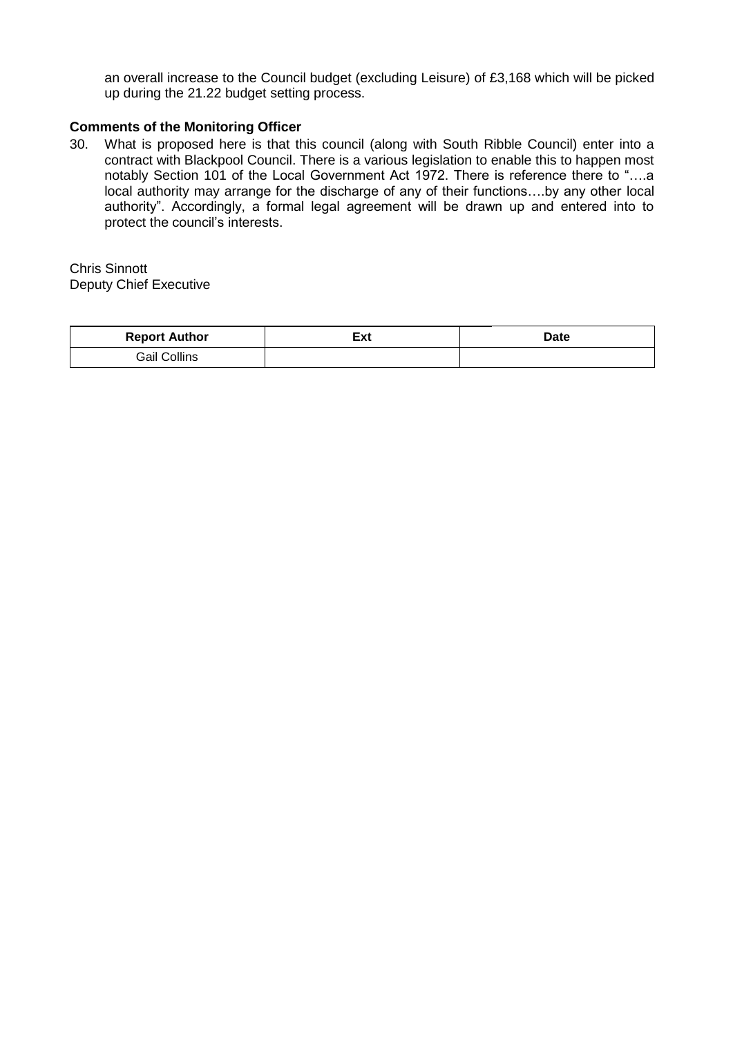an overall increase to the Council budget (excluding Leisure) of £3,168 which will be picked up during the 21.22 budget setting process.

**Comments of the Monitoring Officer**

30. What is proposed here is that this council (along with South Ribble Council) enter into a contract with Blackpool Council. There is a various legislation to enable this to happen most notably Section 101 of the Local Government Act 1972. There is reference there to "….a local authority may arrange for the discharge of any of their functions….by any other local authority". Accordingly, a formal legal agreement will be drawn up and entered into to protect the council's interests.

Chris Sinnott
Deputy Chief Executive

| Report Author | Ext | Date |
| --- | --- | --- |
| Gail Collins | | |